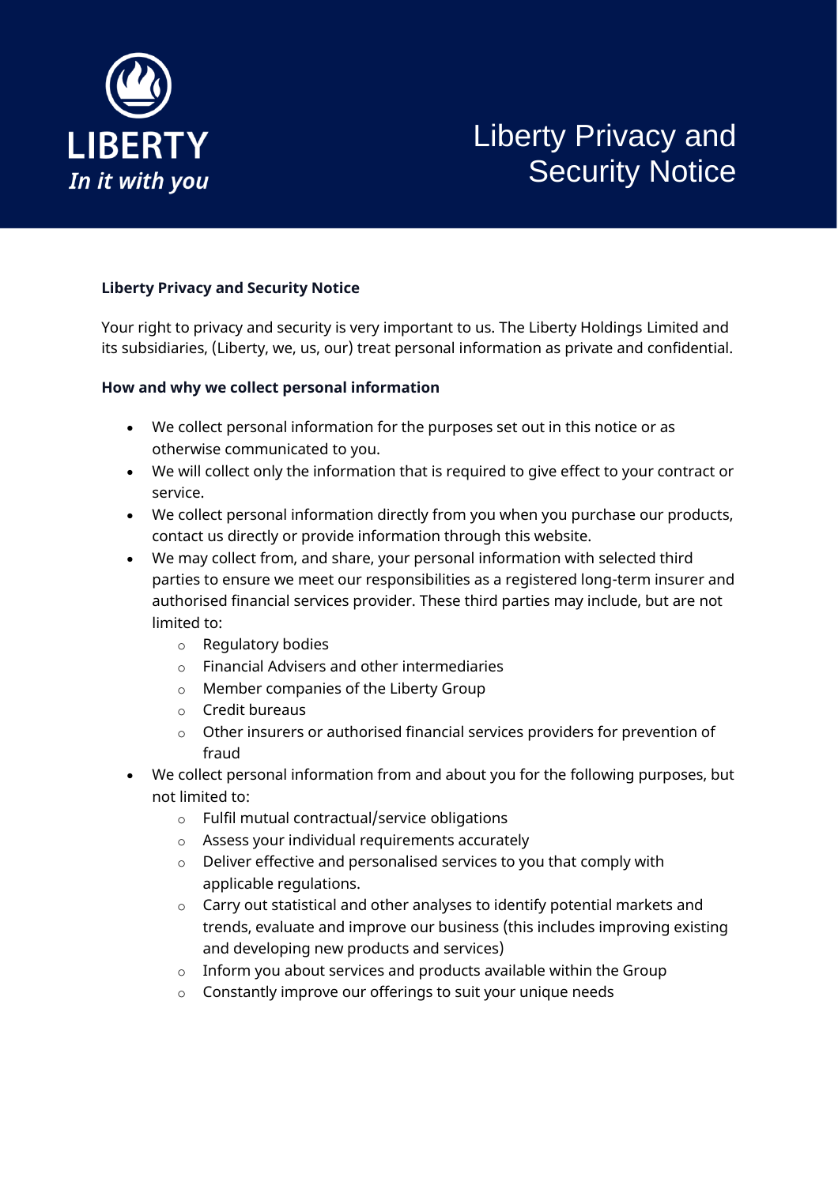LIBERTY

*In it with you*

# Liberty Privacy and Security Notice

**Liberty Privacy and Security Notice**

Your right to privacy and security is very important to us. The Liberty Holdings Limited and its subsidiaries, (Liberty, we, us, our) treat personal information as private and confidential.

**How and why we collect personal information**

- We collect personal information for the purposes set out in this notice or as otherwise communicated to you.
- We will collect only the information that is required to give effect to your contract or service.
- We collect personal information directly from you when you purchase our products, contact us directly or provide information through this website.
- We may collect from, and share, your personal information with selected third parties to ensure we meet our responsibilities as a registered long-term insurer and authorised financial services provider. These third parties may include, but are not limited to:
  - Regulatory bodies
  - Financial Advisers and other intermediaries
  - Member companies of the Liberty Group
  - Credit bureaus
  - Other insurers or authorised financial services providers for prevention of fraud
- We collect personal information from and about you for the following purposes, but not limited to:
  - Fulfil mutual contractual/service obligations
  - Assess your individual requirements accurately
  - Deliver effective and personalised services to you that comply with applicable regulations.
  - Carry out statistical and other analyses to identify potential markets and trends, evaluate and improve our business (this includes improving existing and developing new products and services)
  - Inform you about services and products available within the Group
  - Constantly improve our offerings to suit your unique needs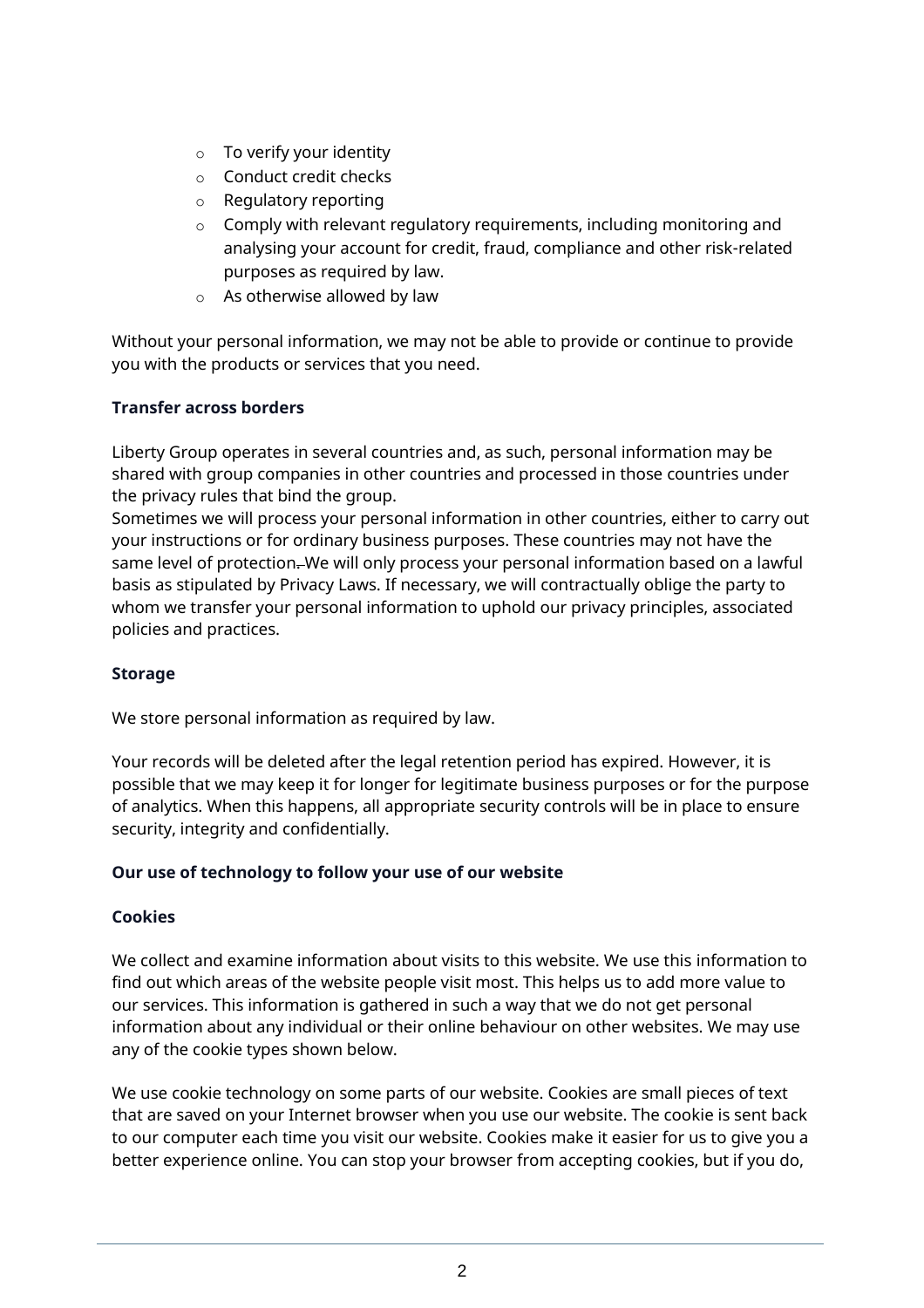- To verify your identity
- Conduct credit checks
- Regulatory reporting
- Comply with relevant regulatory requirements, including monitoring and analysing your account for credit, fraud, compliance and other risk-related purposes as required by law.
- As otherwise allowed by law

Without your personal information, we may not be able to provide or continue to provide you with the products or services that you need.

**Transfer across borders**

Liberty Group operates in several countries and, as such, personal information may be shared with group companies in other countries and processed in those countries under the privacy rules that bind the group.
Sometimes we will process your personal information in other countries, either to carry out your instructions or for ordinary business purposes. These countries may not have the same level of protection. We will only process your personal information based on a lawful basis as stipulated by Privacy Laws. If necessary, we will contractually oblige the party to whom we transfer your personal information to uphold our privacy principles, associated policies and practices.

**Storage**

We store personal information as required by law.

Your records will be deleted after the legal retention period has expired. However, it is possible that we may keep it for longer for legitimate business purposes or for the purpose of analytics. When this happens, all appropriate security controls will be in place to ensure security, integrity and confidentially.

**Our use of technology to follow your use of our website**

**Cookies**

We collect and examine information about visits to this website. We use this information to find out which areas of the website people visit most. This helps us to add more value to our services. This information is gathered in such a way that we do not get personal information about any individual or their online behaviour on other websites. We may use any of the cookie types shown below.

We use cookie technology on some parts of our website. Cookies are small pieces of text that are saved on your Internet browser when you use our website. The cookie is sent back to our computer each time you visit our website. Cookies make it easier for us to give you a better experience online. You can stop your browser from accepting cookies, but if you do,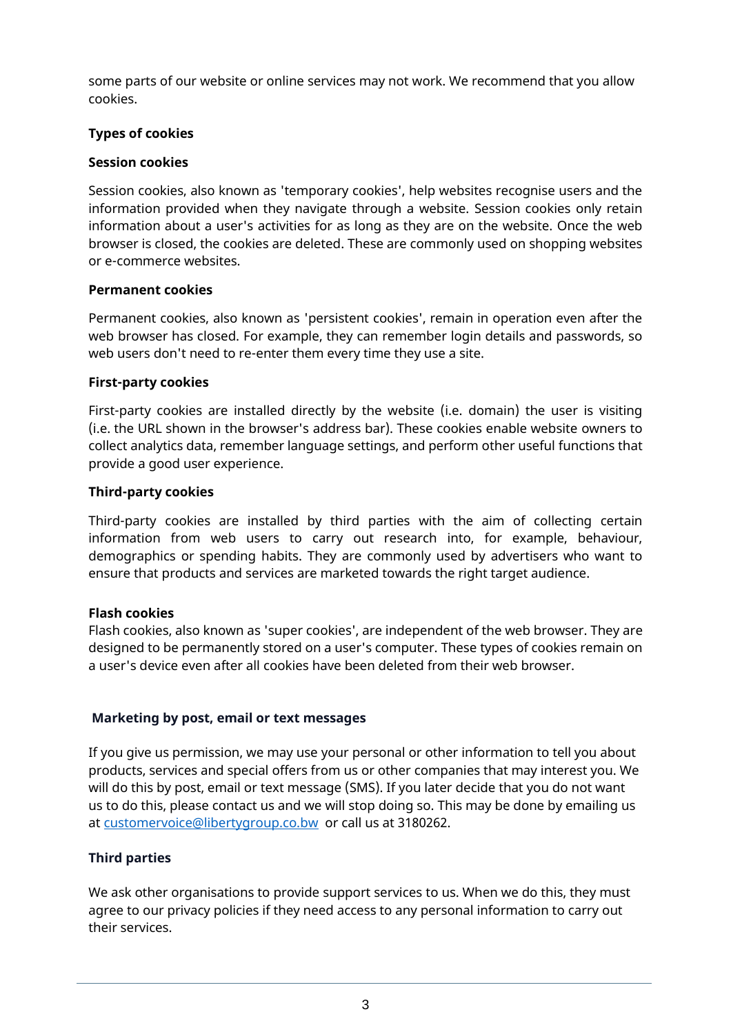some parts of our website or online services may not work. We recommend that you allow cookies.

**Types of cookies**

**Session cookies**

Session cookies, also known as 'temporary cookies', help websites recognise users and the information provided when they navigate through a website. Session cookies only retain information about a user's activities for as long as they are on the website. Once the web browser is closed, the cookies are deleted. These are commonly used on shopping websites or e-commerce websites.

**Permanent cookies**

Permanent cookies, also known as 'persistent cookies', remain in operation even after the web browser has closed. For example, they can remember login details and passwords, so web users don't need to re-enter them every time they use a site.

**First-party cookies**

First-party cookies are installed directly by the website (i.e. domain) the user is visiting (i.e. the URL shown in the browser's address bar). These cookies enable website owners to collect analytics data, remember language settings, and perform other useful functions that provide a good user experience.

**Third-party cookies**

Third-party cookies are installed by third parties with the aim of collecting certain information from web users to carry out research into, for example, behaviour, demographics or spending habits. They are commonly used by advertisers who want to ensure that products and services are marketed towards the right target audience.

**Flash cookies**

Flash cookies, also known as 'super cookies', are independent of the web browser. They are designed to be permanently stored on a user's computer. These types of cookies remain on a user's device even after all cookies have been deleted from their web browser.

**Marketing by post, email or text messages**

If you give us permission, we may use your personal or other information to tell you about products, services and special offers from us or other companies that may interest you. We will do this by post, email or text message (SMS). If you later decide that you do not want us to do this, please contact us and we will stop doing so. This may be done by emailing us at customervoice@libertygroup.co.bw or call us at 3180262.

**Third parties**

We ask other organisations to provide support services to us. When we do this, they must agree to our privacy policies if they need access to any personal information to carry out their services.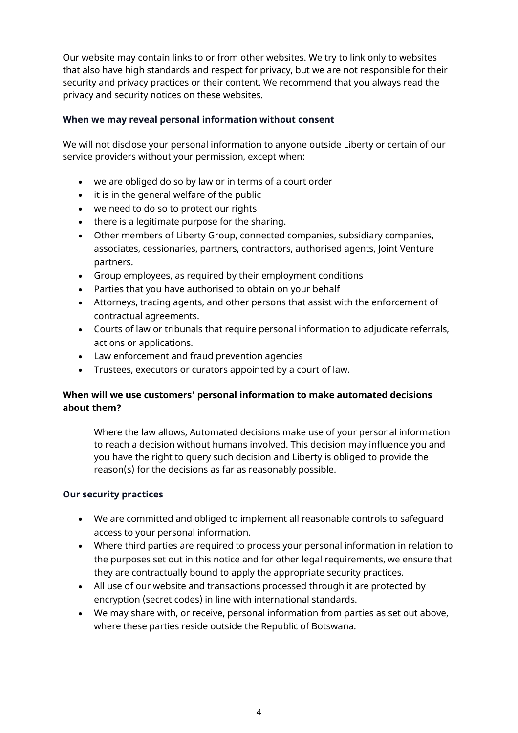Our website may contain links to or from other websites. We try to link only to websites that also have high standards and respect for privacy, but we are not responsible for their security and privacy practices or their content. We recommend that you always read the privacy and security notices on these websites.

**When we may reveal personal information without consent**

We will not disclose your personal information to anyone outside Liberty or certain of our service providers without your permission, except when:

- we are obliged do so by law or in terms of a court order
- it is in the general welfare of the public
- we need to do so to protect our rights
- there is a legitimate purpose for the sharing.
- Other members of Liberty Group, connected companies, subsidiary companies, associates, cessionaries, partners, contractors, authorised agents, Joint Venture partners.
- Group employees, as required by their employment conditions
- Parties that you have authorised to obtain on your behalf
- Attorneys, tracing agents, and other persons that assist with the enforcement of contractual agreements.
- Courts of law or tribunals that require personal information to adjudicate referrals, actions or applications.
- Law enforcement and fraud prevention agencies
- Trustees, executors or curators appointed by a court of law.

**When will we use customers' personal information to make automated decisions about them?**

Where the law allows, Automated decisions make use of your personal information to reach a decision without humans involved. This decision may influence you and you have the right to query such decision and Liberty is obliged to provide the reason(s) for the decisions as far as reasonably possible.

**Our security practices**

- We are committed and obliged to implement all reasonable controls to safeguard access to your personal information.
- Where third parties are required to process your personal information in relation to the purposes set out in this notice and for other legal requirements, we ensure that they are contractually bound to apply the appropriate security practices.
- All use of our website and transactions processed through it are protected by encryption (secret codes) in line with international standards.
- We may share with, or receive, personal information from parties as set out above, where these parties reside outside the Republic of Botswana.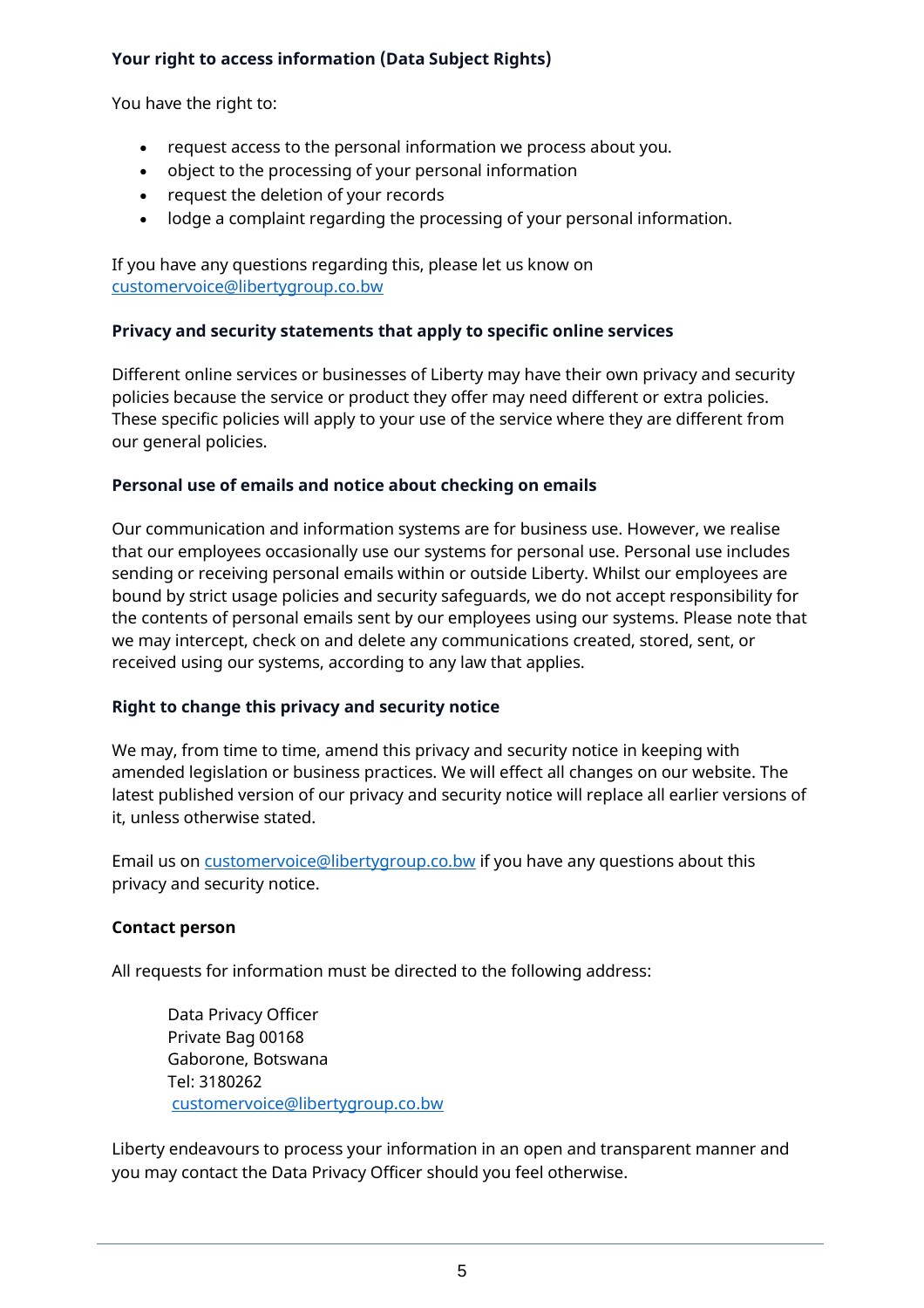**Your right to access information (Data Subject Rights)**

You have the right to:

- request access to the personal information we process about you.
- object to the processing of your personal information
- request the deletion of your records
- lodge a complaint regarding the processing of your personal information.

If you have any questions regarding this, please let us know on customervoice@libertygroup.co.bw

**Privacy and security statements that apply to specific online services**

Different online services or businesses of Liberty may have their own privacy and security policies because the service or product they offer may need different or extra policies. These specific policies will apply to your use of the service where they are different from our general policies.

**Personal use of emails and notice about checking on emails**

Our communication and information systems are for business use. However, we realise that our employees occasionally use our systems for personal use. Personal use includes sending or receiving personal emails within or outside Liberty. Whilst our employees are bound by strict usage policies and security safeguards, we do not accept responsibility for the contents of personal emails sent by our employees using our systems. Please note that we may intercept, check on and delete any communications created, stored, sent, or received using our systems, according to any law that applies.

**Right to change this privacy and security notice**

We may, from time to time, amend this privacy and security notice in keeping with amended legislation or business practices. We will effect all changes on our website. The latest published version of our privacy and security notice will replace all earlier versions of it, unless otherwise stated.

Email us on customervoice@libertygroup.co.bw if you have any questions about this privacy and security notice.

**Contact person**

All requests for information must be directed to the following address:

Data Privacy Officer
Private Bag 00168
Gaborone, Botswana
Tel: 3180262
customervoice@libertygroup.co.bw

Liberty endeavours to process your information in an open and transparent manner and you may contact the Data Privacy Officer should you feel otherwise.